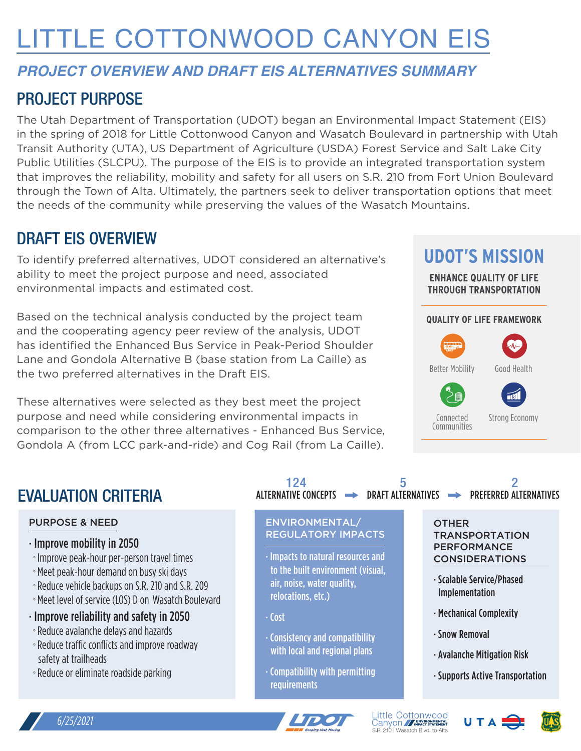# LITTLE COTTONWOOD CANYON EIS

## *PROJECT OVERVIEW AND DRAFT EIS ALTERNATIVES SUMMARY*

## PROJECT PURPOSE

The Utah Department of Transportation (UDOT) began an Environmental Impact Statement (EIS) in the spring of 2018 for Little Cottonwood Canyon and Wasatch Boulevard in partnership with Utah Transit Authority (UTA), US Department of Agriculture (USDA) Forest Service and Salt Lake City Public Utilities (SLCPU). The purpose of the EIS is to provide an integrated transportation system that improves the reliability, mobility and safety for all users on S.R. 210 from Fort Union Boulevard through the Town of Alta. Ultimately, the partners seek to deliver transportation options that meet the needs of the community while preserving the values of the Wasatch Mountains.

## DRAFT EIS OVERVIEW

To identify preferred alternatives, UDOT considered an alternative's ability to meet the project purpose and need, associated environmental impacts and estimated cost.

Based on the technical analysis conducted by the project team and the cooperating agency peer review of the analysis, UDOT has identified the Enhanced Bus Service in Peak-Period Shoulder Lane and Gondola Alternative B (base station from La Caille) as the two preferred alternatives in the Draft EIS.

These alternatives were selected as they best meet the project purpose and need while considering environmental impacts in comparison to the other three alternatives - Enhanced Bus Service, Gondola A (from LCC park-and-ride) and Cog Rail (from La Caille).

### UDOT'S MISSION

**ENHANCE QUALITY OF LIFE THROUGH TRANSPORTATION**

**QUALITY OF LIFE FRAMEWORK**

- Better Mobility
- Good Health
- Connected Communities
- Strong Economy

## EVALUATION CRITERIA

124 ALTERNATIVE CONCEPTS → 5 DRAFT ALTERNATIVES → 2 PREFERRED ALTERNATIVES

### PURPOSE & NEED

- **Improve mobility in 2050**
  - Improve peak-hour per-person travel times
  - Meet peak-hour demand on busy ski days
  - Reduce vehicle backups on S.R. 210 and S.R. 209
  - Meet level of service (LOS) D on Wasatch Boulevard
- **Improve reliability and safety in 2050**
  - Reduce avalanche delays and hazards
  - Reduce traffic conflicts and improve roadway safety at trailheads
  - Reduce or eliminate roadside parking

### ENVIRONMENTAL/ REGULATORY IMPACTS

- Impacts to natural resources and to the built environment (visual, air, noise, water quality, relocations, etc.)
- Cost
- Consistency and compatibility with local and regional plans
- Compatibility with permitting requirements

### OTHER TRANSPORTATION PERFORMANCE CONSIDERATIONS

- Scalable Service/Phased Implementation
- Mechanical Complexity
- Snow Removal
- Avalanche Mitigation Risk
- Supports Active Transportation

6/25/2021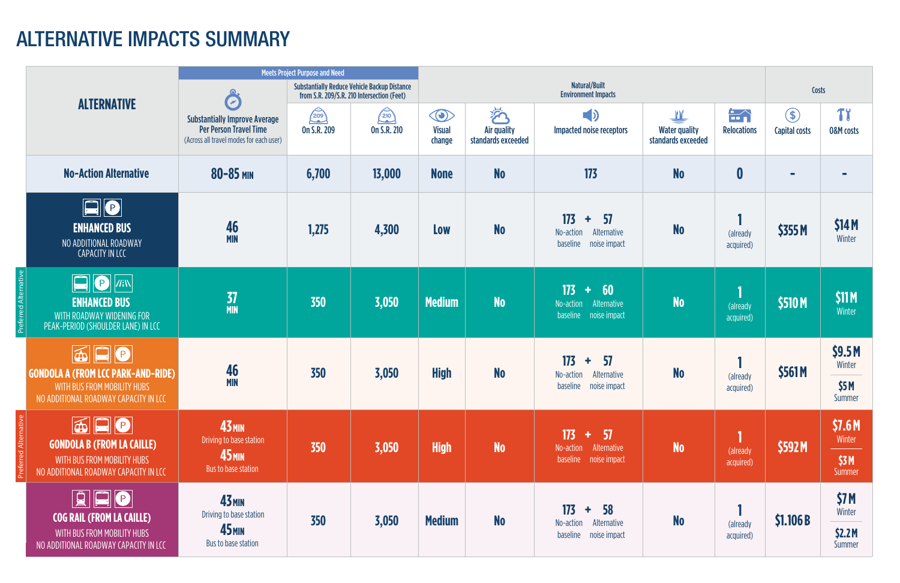# ALTERNATIVE IMPACTS SUMMARY

| ALTERNATIVE | Meets Project Purpose and Need | | | Natural/Built Environment Impacts | | | | | Costs | |
|---|---|---|---|---|---|---|---|---|---|---|
| | Substantially Improve Average Per Person Travel Time (Across all travel modes for each user) | Substantially Reduce Vehicle Backup Distance from S.R. 209/S.R. 210 Intersection (Feet) | | | | | | | | |
| | | On S.R. 209 | On S.R. 210 | Visual change | Air quality standards exceeded | Impacted noise receptors | Water quality standards exceeded | Relocations | Capital costs | O&M costs |
| **No-Action Alternative** | 80–85 MIN | 6,700 | 13,000 | None | No | 173 | No | 0 | - | - |
| **ENHANCED BUS** NO ADDITIONAL ROADWAY CAPACITY IN LCC | 46 MIN | 1,275 | 4,300 | Low | No | 173 No-action baseline + 57 Alternative noise impact | No | 1 (already acquired) | $355 M | $14 M Winter |
| *Preferred Alternative* **ENHANCED BUS** WITH ROADWAY WIDENING FOR PEAK-PERIOD (SHOULDER LANE) IN LCC | 37 MIN | 350 | 3,050 | Medium | No | 173 No-action baseline + 60 Alternative noise impact | No | 1 (already acquired) | $510 M | $11 M Winter |
| **GONDOLA A (FROM LCC PARK-AND-RIDE)** WITH BUS FROM MOBILITY HUBS NO ADDITIONAL ROADWAY CAPACITY IN LCC | 46 MIN | 350 | 3,050 | High | No | 173 No-action baseline + 57 Alternative noise impact | No | 1 (already acquired) | $561 M | $9.5 M Winter; $5 M Summer |
| *Preferred Alternative* **GONDOLA B (FROM LA CAILLE)** WITH BUS FROM MOBILITY HUBS NO ADDITIONAL ROADWAY CAPACITY IN LCC | 43 MIN Driving to base station; 45 MIN Bus to base station | 350 | 3,050 | High | No | 173 No-action baseline + 57 Alternative noise impact | No | 1 (already acquired) | $592 M | $7.6 M Winter; $3 M Summer |
| **COG RAIL (FROM LA CAILLE)** WITH BUS FROM MOBILITY HUBS NO ADDITIONAL ROADWAY CAPACITY IN LCC | 43 MIN Driving to base station; 45 MIN Bus to base station | 350 | 3,050 | Medium | No | 173 No-action baseline + 58 Alternative noise impact | No | 1 (already acquired) | $1.106 B | $7 M Winter; $2.2 M Summer |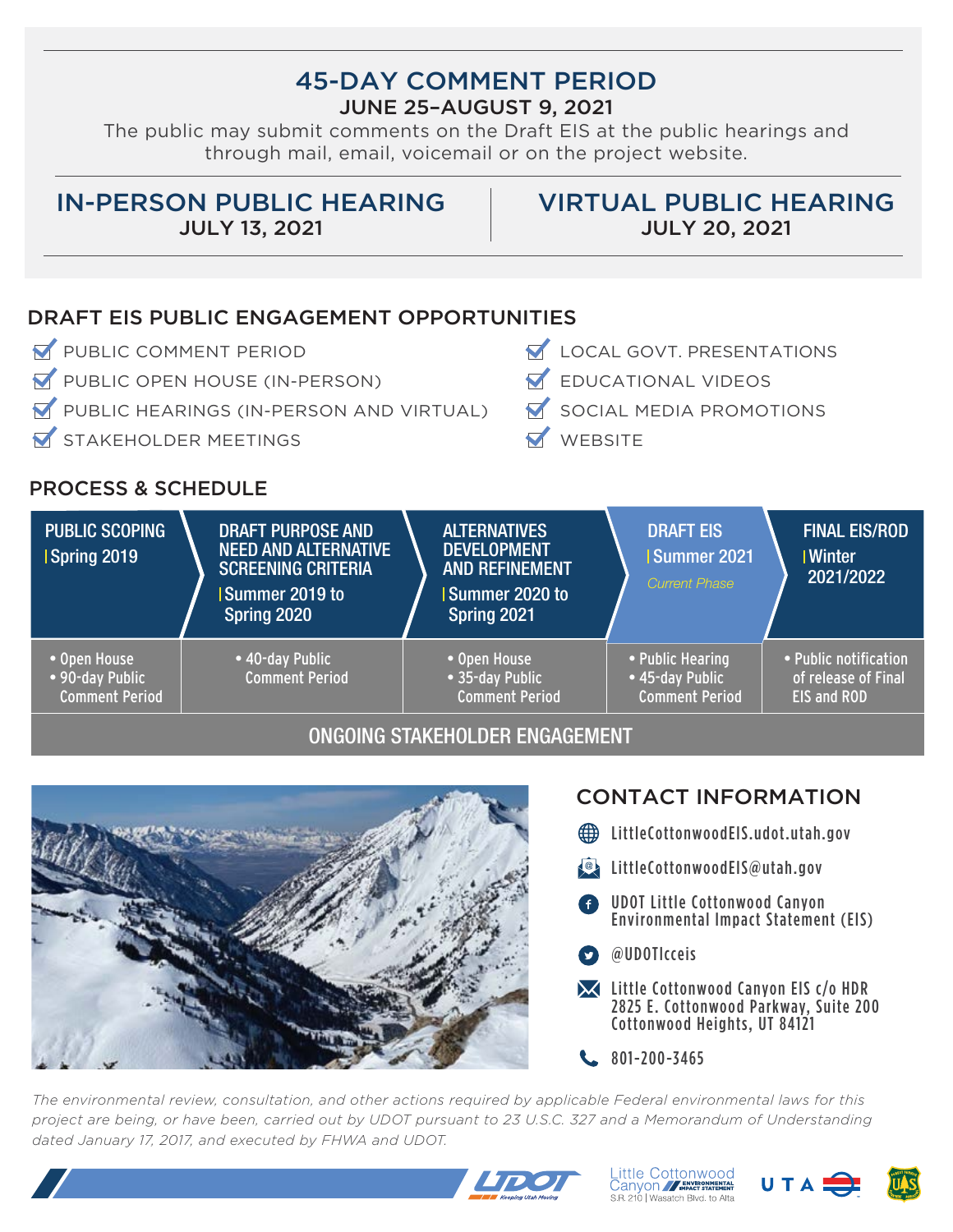# 45-DAY COMMENT PERIOD

**JUNE 25–AUGUST 9, 2021**

The public may submit comments on the Draft EIS at the public hearings and through mail, email, voicemail or on the project website.

## IN-PERSON PUBLIC HEARING

**JULY 13, 2021**

## VIRTUAL PUBLIC HEARING

**JULY 20, 2021**

## DRAFT EIS PUBLIC ENGAGEMENT OPPORTUNITIES

- ☑ PUBLIC COMMENT PERIOD
- ☑ PUBLIC OPEN HOUSE (IN-PERSON)
- ☑ PUBLIC HEARINGS (IN-PERSON AND VIRTUAL)
- ☑ STAKEHOLDER MEETINGS
- ☑ LOCAL GOVT. PRESENTATIONS
- ☑ EDUCATIONAL VIDEOS
- ☑ SOCIAL MEDIA PROMOTIONS
- ☑ WEBSITE

## PROCESS & SCHEDULE

| PUBLIC SCOPING \| Spring 2019 | DRAFT PURPOSE AND NEED AND ALTERNATIVE SCREENING CRITERIA \| Summer 2019 to Spring 2020 | ALTERNATIVES DEVELOPMENT AND REFINEMENT \| Summer 2020 to Spring 2021 | DRAFT EIS \| Summer 2021 *Current Phase* | FINAL EIS/ROD \| Winter 2021/2022 |
|---|---|---|---|---|
| • Open House<br>• 90-day Public Comment Period | • 40-day Public Comment Period | • Open House<br>• 35-day Public Comment Period | • Public Hearing<br>• 45-day Public Comment Period | • Public notification of release of Final EIS and ROD |

ONGOING STAKEHOLDER ENGAGEMENT

## CONTACT INFORMATION

- LittleCottonwoodEIS.udot.utah.gov
- LittleCottonwoodEIS@utah.gov
- UDOT Little Cottonwood Canyon Environmental Impact Statement (EIS)
- @UDOTlcceis
- Little Cottonwood Canyon EIS c/o HDR
  2825 E. Cottonwood Parkway, Suite 200
  Cottonwood Heights, UT 84121
- 801-200-3465

*The environmental review, consultation, and other actions required by applicable Federal environmental laws for this project are being, or have been, carried out by UDOT pursuant to 23 U.S.C. 327 and a Memorandum of Understanding dated January 17, 2017, and executed by FHWA and UDOT.*

UDOT Keeping Utah Moving | Little Cottonwood Canyon Environmental Impact Statement S.R. 210 | Wasatch Blvd. to Alta | UTA